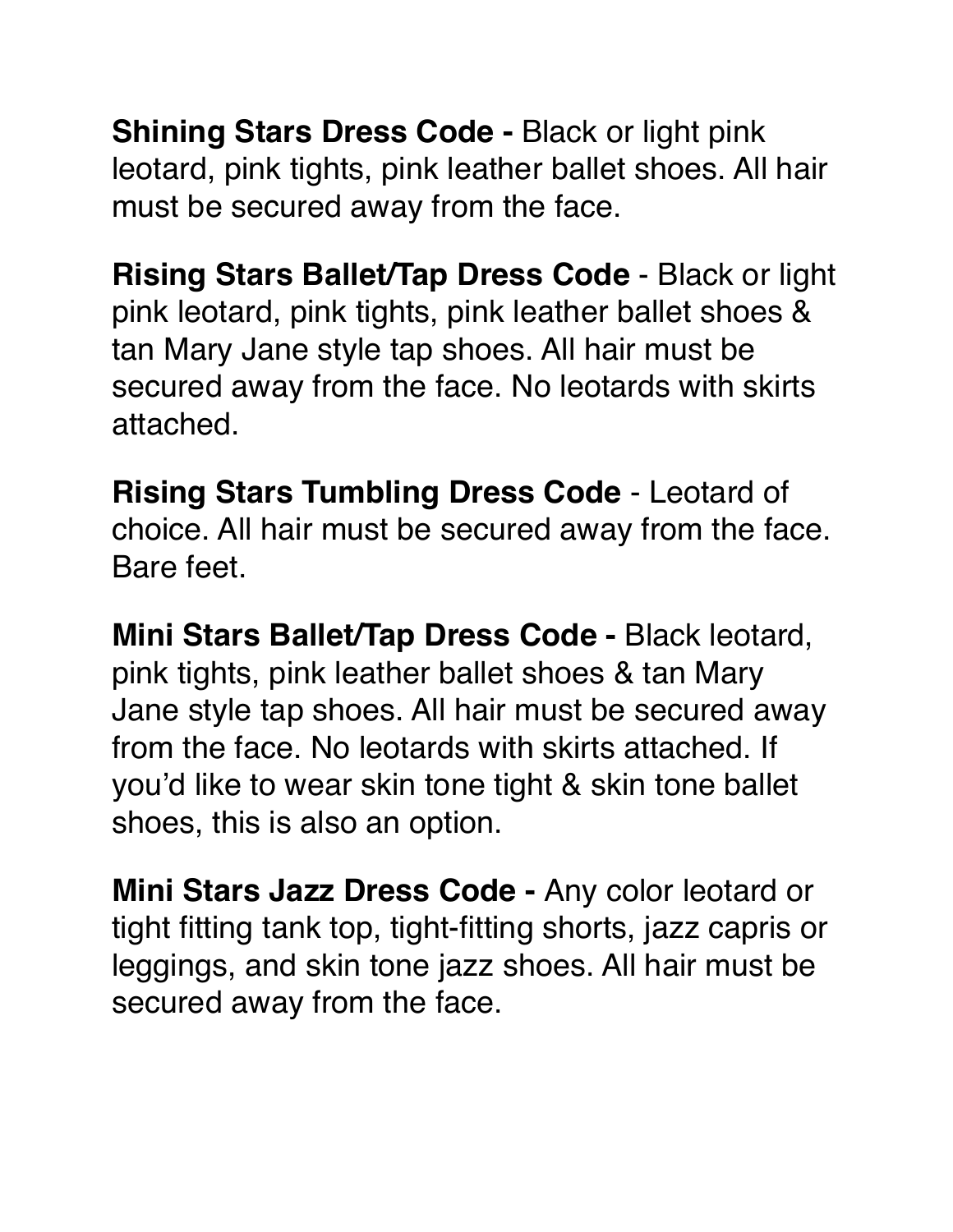**Shining Stars Dress Code -** Black or light pink leotard, pink tights, pink leather ballet shoes. All hair must be secured away from the face.

**Rising Stars Ballet/Tap Dress Code** - Black or light pink leotard, pink tights, pink leather ballet shoes & tan Mary Jane style tap shoes. All hair must be secured away from the face. No leotards with skirts attached.

**Rising Stars Tumbling Dress Code** - Leotard of choice. All hair must be secured away from the face. Bare feet.

**Mini Stars Ballet/Tap Dress Code -** Black leotard, pink tights, pink leather ballet shoes & tan Mary Jane style tap shoes. All hair must be secured away from the face. No leotards with skirts attached. If you'd like to wear skin tone tight & skin tone ballet shoes, this is also an option.

**Mini Stars Jazz Dress Code -** Any color leotard or tight fitting tank top, tight-fitting shorts, jazz capris or leggings, and skin tone jazz shoes. All hair must be secured away from the face.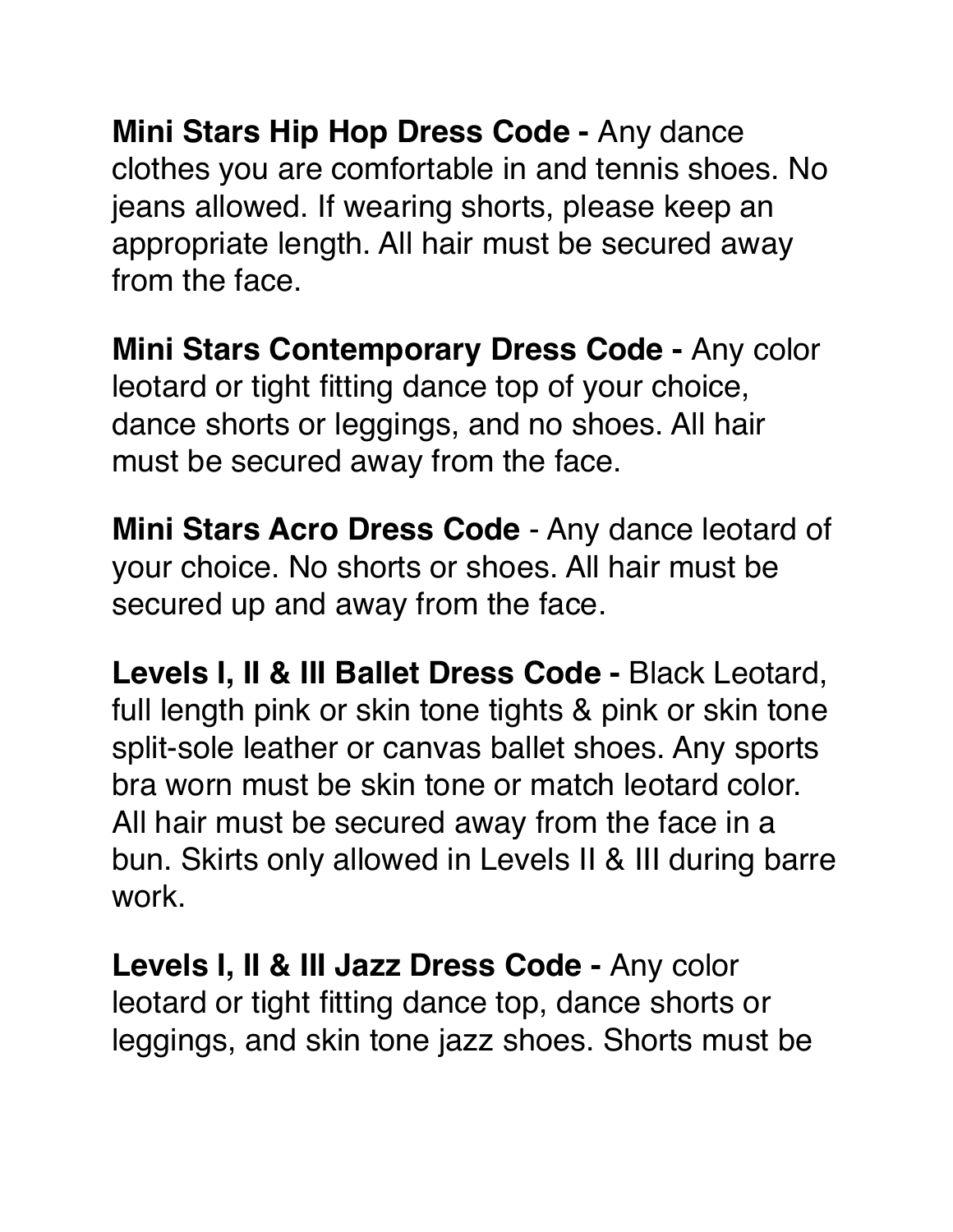**Mini Stars Hip Hop Dress Code -** Any dance clothes you are comfortable in and tennis shoes. No jeans allowed. If wearing shorts, please keep an appropriate length. All hair must be secured away from the face.

**Mini Stars Contemporary Dress Code -** Any color leotard or tight fitting dance top of your choice, dance shorts or leggings, and no shoes. All hair must be secured away from the face.

**Mini Stars Acro Dress Code** - Any dance leotard of your choice. No shorts or shoes. All hair must be secured up and away from the face.

**Levels I, II & III Ballet Dress Code -** Black Leotard, full length pink or skin tone tights & pink or skin tone split-sole leather or canvas ballet shoes. Any sports bra worn must be skin tone or match leotard color. All hair must be secured away from the face in a bun. Skirts only allowed in Levels II & III during barre work.

**Levels I, II & III Jazz Dress Code -** Any color leotard or tight fitting dance top, dance shorts or leggings, and skin tone jazz shoes. Shorts must be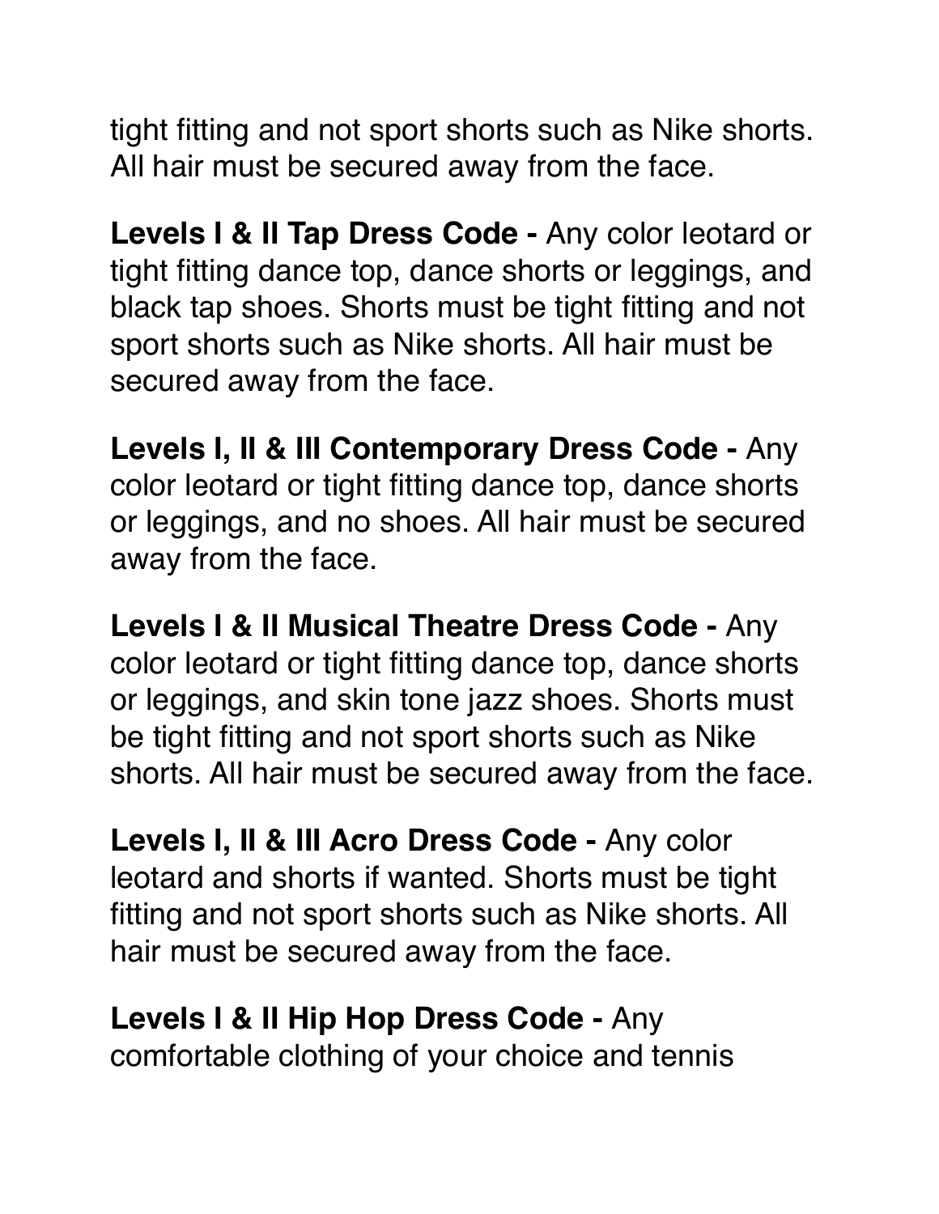tight fitting and not sport shorts such as Nike shorts. All hair must be secured away from the face.

**Levels I & II Tap Dress Code -** Any color leotard or tight fitting dance top, dance shorts or leggings, and black tap shoes. Shorts must be tight fitting and not sport shorts such as Nike shorts. All hair must be secured away from the face.

**Levels I, II & III Contemporary Dress Code -** Any color leotard or tight fitting dance top, dance shorts or leggings, and no shoes. All hair must be secured away from the face.

**Levels I & II Musical Theatre Dress Code -** Any color leotard or tight fitting dance top, dance shorts or leggings, and skin tone jazz shoes. Shorts must be tight fitting and not sport shorts such as Nike shorts. All hair must be secured away from the face.

**Levels I, II & III Acro Dress Code -** Any color leotard and shorts if wanted. Shorts must be tight fitting and not sport shorts such as Nike shorts. All hair must be secured away from the face.

**Levels I & II Hip Hop Dress Code -** Any comfortable clothing of your choice and tennis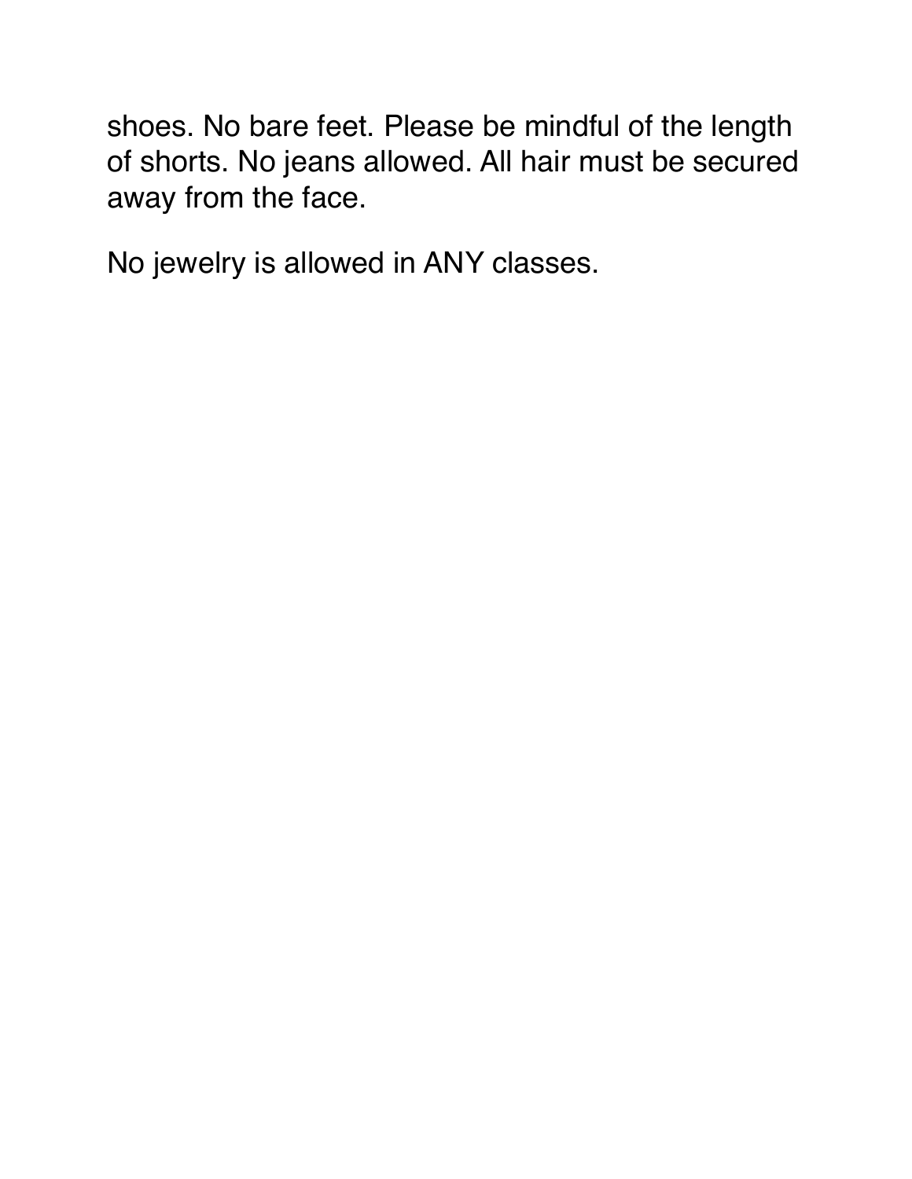shoes. No bare feet. Please be mindful of the length of shorts. No jeans allowed. All hair must be secured away from the face.

No jewelry is allowed in ANY classes.